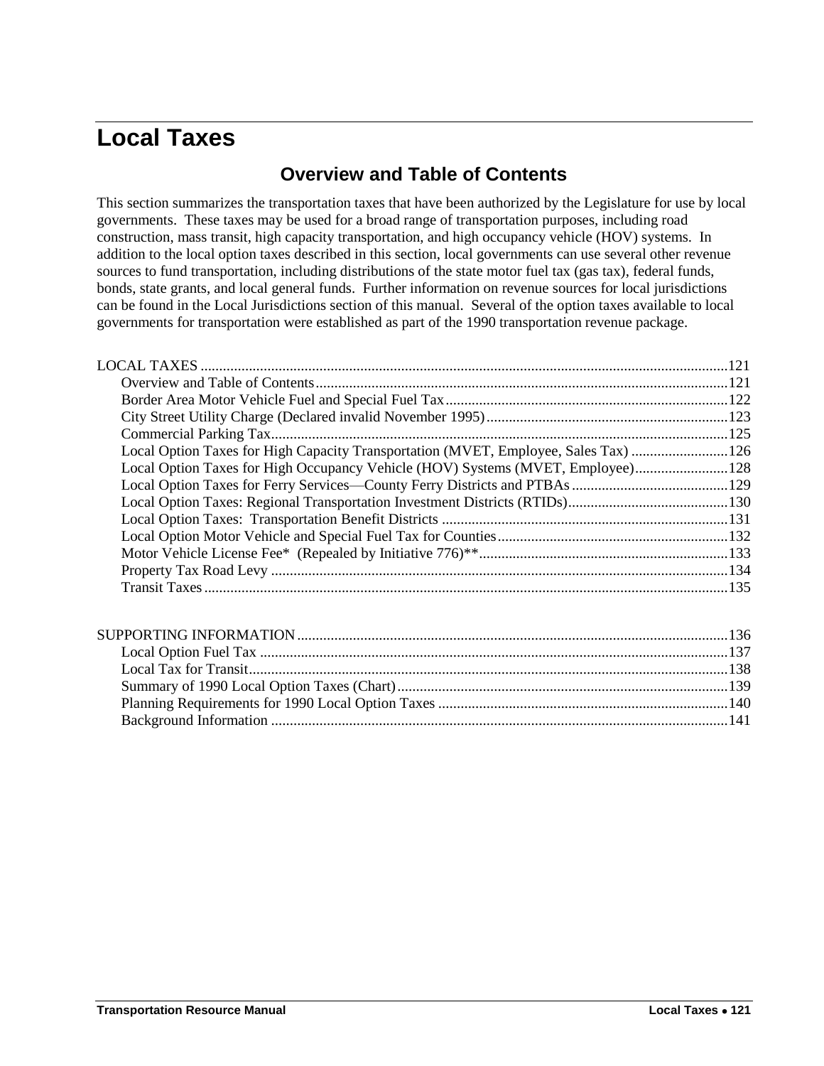# Local Taxes

## Overview and Table of Contents

This section summarizes the transportation taxes that have been authorized by the Legislature for use by local governments. These taxes may be used for a broad range of transportation purposes, including road construction, mass transit, high capacity transportation, and high occupancy vehicle (HOV) systems. In addition to the local option taxes described in this section, local governments can use several other revenue sources to fund transportation, including distributions of the state motor fuel tax (gas tax), federal funds, bonds, state grants, and local general funds. Further information on revenue sources for local jurisdictions can be found in the Local Jurisdictions section of this manual. Several of the option taxes available to local governments for transportation were established as part of the 1990 transportation revenue package.

LOCAL TAXES ............................................................................................................................121
- Overview and Table of Contents ..............................................................................................121
- Border Area Motor Vehicle Fuel and Special Fuel Tax ...........................................................122
- City Street Utility Charge (Declared invalid November 1995) ................................................123
- Commercial Parking Tax ..........................................................................................................125
- Local Option Taxes for High Capacity Transportation (MVET, Employee, Sales Tax) ..........126
- Local Option Taxes for High Occupancy Vehicle (HOV) Systems (MVET, Employee) .........128
- Local Option Taxes for Ferry Services—County Ferry Districts and PTBAs ..........................129
- Local Option Taxes: Regional Transportation Investment Districts (RTIDs) ..........................130
- Local Option Taxes: Transportation Benefit Districts ............................................................131
- Local Option Motor Vehicle and Special Fuel Tax for Counties .............................................132
- Motor Vehicle License Fee* (Repealed by Initiative 776)** ..................................................133
- Property Tax Road Levy ..........................................................................................................134
- Transit Taxes ...........................................................................................................................135

SUPPORTING INFORMATION ...................................................................................................136
- Local Option Fuel Tax .............................................................................................................137
- Local Tax for Transit ................................................................................................................138
- Summary of 1990 Local Option Taxes (Chart) ........................................................................139
- Planning Requirements for 1990 Local Option Taxes .............................................................140
- Background Information ..........................................................................................................141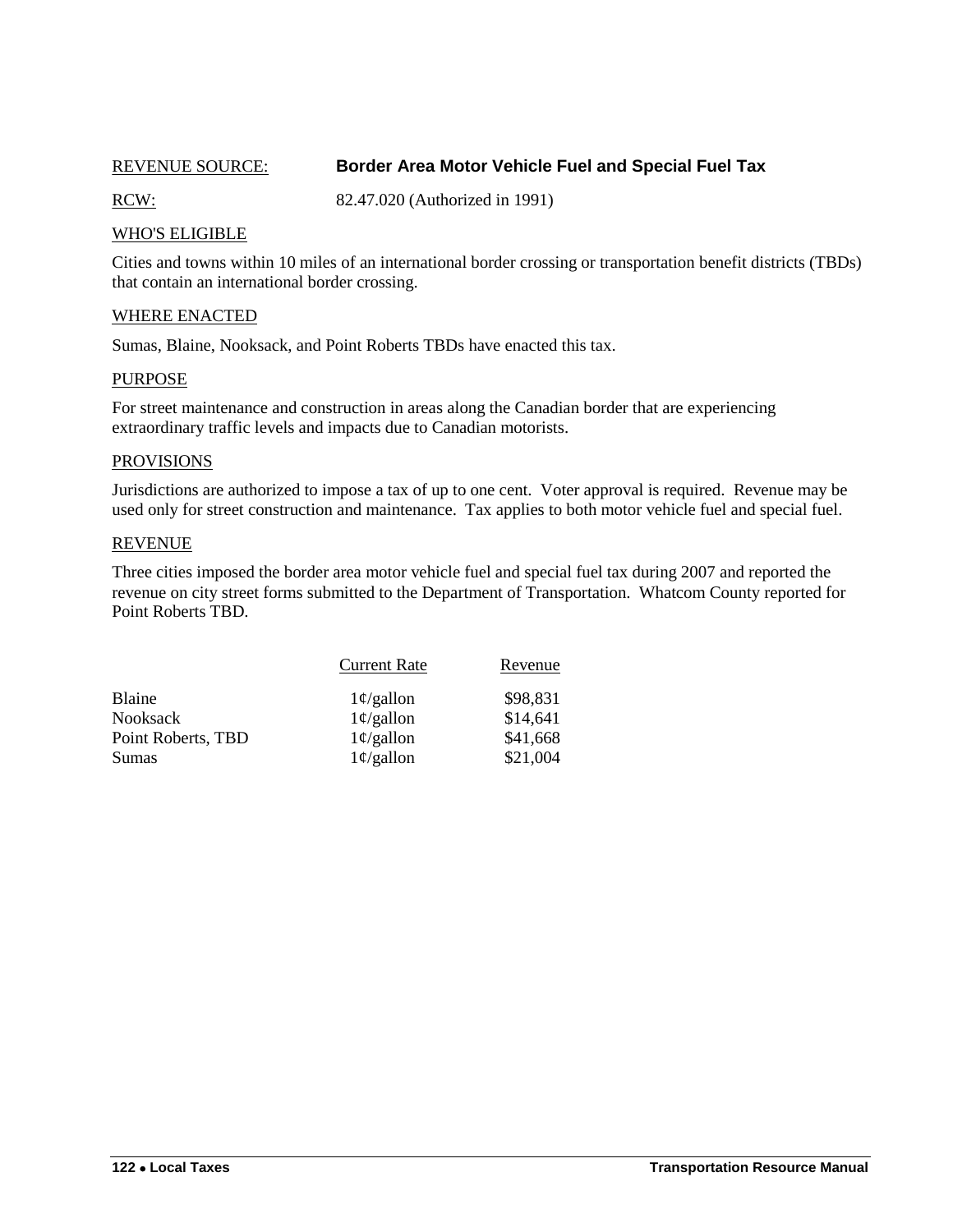REVENUE SOURCE: **Border Area Motor Vehicle Fuel and Special Fuel Tax**

RCW: 82.47.020 (Authorized in 1991)

## WHO'S ELIGIBLE

Cities and towns within 10 miles of an international border crossing or transportation benefit districts (TBDs) that contain an international border crossing.

## WHERE ENACTED

Sumas, Blaine, Nooksack, and Point Roberts TBDs have enacted this tax.

## PURPOSE

For street maintenance and construction in areas along the Canadian border that are experiencing extraordinary traffic levels and impacts due to Canadian motorists.

## PROVISIONS

Jurisdictions are authorized to impose a tax of up to one cent. Voter approval is required. Revenue may be used only for street construction and maintenance. Tax applies to both motor vehicle fuel and special fuel.

## REVENUE

Three cities imposed the border area motor vehicle fuel and special fuel tax during 2007 and reported the revenue on city street forms submitted to the Department of Transportation. Whatcom County reported for Point Roberts TBD.

| | Current Rate | Revenue |
|---|---|---|
| Blaine | 1¢/gallon | $98,831 |
| Nooksack | 1¢/gallon | $14,641 |
| Point Roberts, TBD | 1¢/gallon | $41,668 |
| Sumas | 1¢/gallon | $21,004 |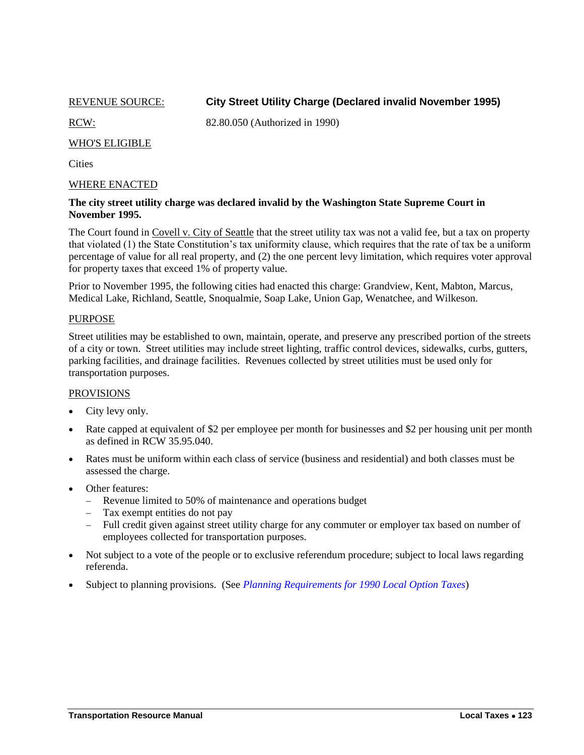REVENUE SOURCE: **City Street Utility Charge (Declared invalid November 1995)**

RCW: 82.80.050 (Authorized in 1990)

WHO'S ELIGIBLE

Cities

WHERE ENACTED

**The city street utility charge was declared invalid by the Washington State Supreme Court in November 1995.**

The Court found in Covell v. City of Seattle that the street utility tax was not a valid fee, but a tax on property that violated (1) the State Constitution's tax uniformity clause, which requires that the rate of tax be a uniform percentage of value for all real property, and (2) the one percent levy limitation, which requires voter approval for property taxes that exceed 1% of property value.

Prior to November 1995, the following cities had enacted this charge: Grandview, Kent, Mabton, Marcus, Medical Lake, Richland, Seattle, Snoqualmie, Soap Lake, Union Gap, Wenatchee, and Wilkeson.

PURPOSE

Street utilities may be established to own, maintain, operate, and preserve any prescribed portion of the streets of a city or town. Street utilities may include street lighting, traffic control devices, sidewalks, curbs, gutters, parking facilities, and drainage facilities. Revenues collected by street utilities must be used only for transportation purposes.

PROVISIONS

- City levy only.
- Rate capped at equivalent of $2 per employee per month for businesses and $2 per housing unit per month as defined in RCW 35.95.040.
- Rates must be uniform within each class of service (business and residential) and both classes must be assessed the charge.
- Other features:
  - Revenue limited to 50% of maintenance and operations budget
  - Tax exempt entities do not pay
  - Full credit given against street utility charge for any commuter or employer tax based on number of employees collected for transportation purposes.
- Not subject to a vote of the people or to exclusive referendum procedure; subject to local laws regarding referenda.
- Subject to planning provisions. (See *Planning Requirements for 1990 Local Option Taxes*)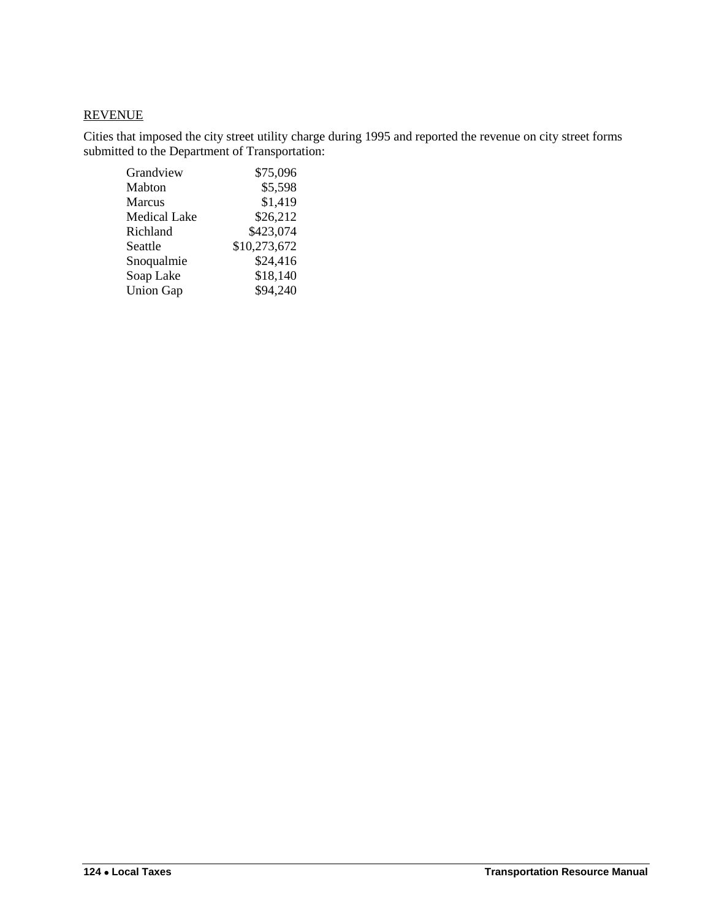REVENUE

Cities that imposed the city street utility charge during 1995 and reported the revenue on city street forms submitted to the Department of Transportation:

| City | Revenue |
|---|---|
| Grandview | $75,096 |
| Mabton | $5,598 |
| Marcus | $1,419 |
| Medical Lake | $26,212 |
| Richland | $423,074 |
| Seattle | $10,273,672 |
| Snoqualmie | $24,416 |
| Soap Lake | $18,140 |
| Union Gap | $94,240 |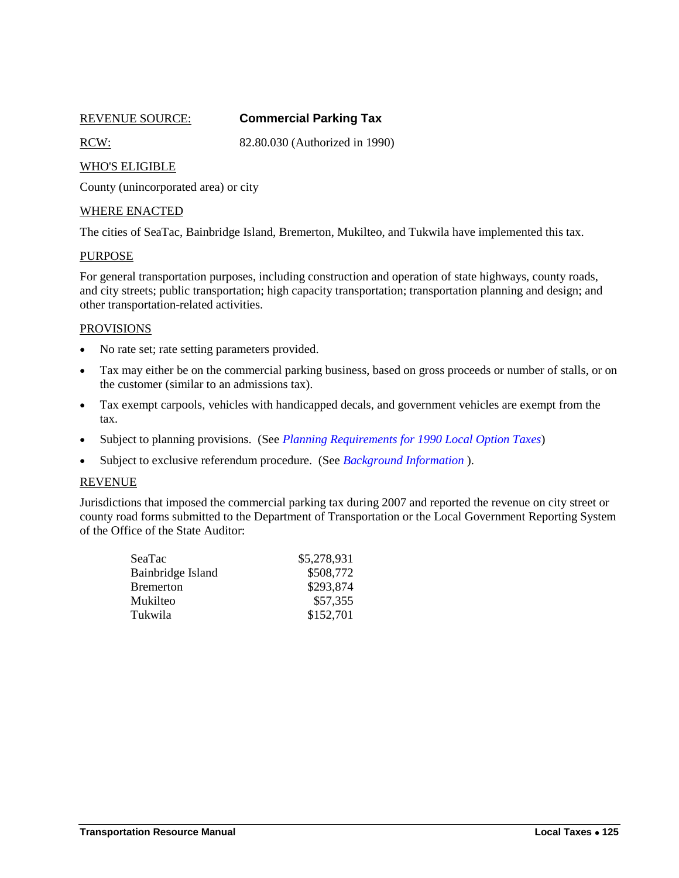REVENUE SOURCE: **Commercial Parking Tax**

RCW: 82.80.030 (Authorized in 1990)

WHO'S ELIGIBLE

County (unincorporated area) or city

WHERE ENACTED

The cities of SeaTac, Bainbridge Island, Bremerton, Mukilteo, and Tukwila have implemented this tax.

PURPOSE

For general transportation purposes, including construction and operation of state highways, county roads, and city streets; public transportation; high capacity transportation; transportation planning and design; and other transportation-related activities.

PROVISIONS

- No rate set; rate setting parameters provided.
- Tax may either be on the commercial parking business, based on gross proceeds or number of stalls, or on the customer (similar to an admissions tax).
- Tax exempt carpools, vehicles with handicapped decals, and government vehicles are exempt from the tax.
- Subject to planning provisions. (See *Planning Requirements for 1990 Local Option Taxes*)
- Subject to exclusive referendum procedure. (See *Background Information* ).

REVENUE

Jurisdictions that imposed the commercial parking tax during 2007 and reported the revenue on city street or county road forms submitted to the Department of Transportation or the Local Government Reporting System of the Office of the State Auditor:

| | |
|---|---:|
| SeaTac | $5,278,931 |
| Bainbridge Island | $508,772 |
| Bremerton | $293,874 |
| Mukilteo | $57,355 |
| Tukwila | $152,701 |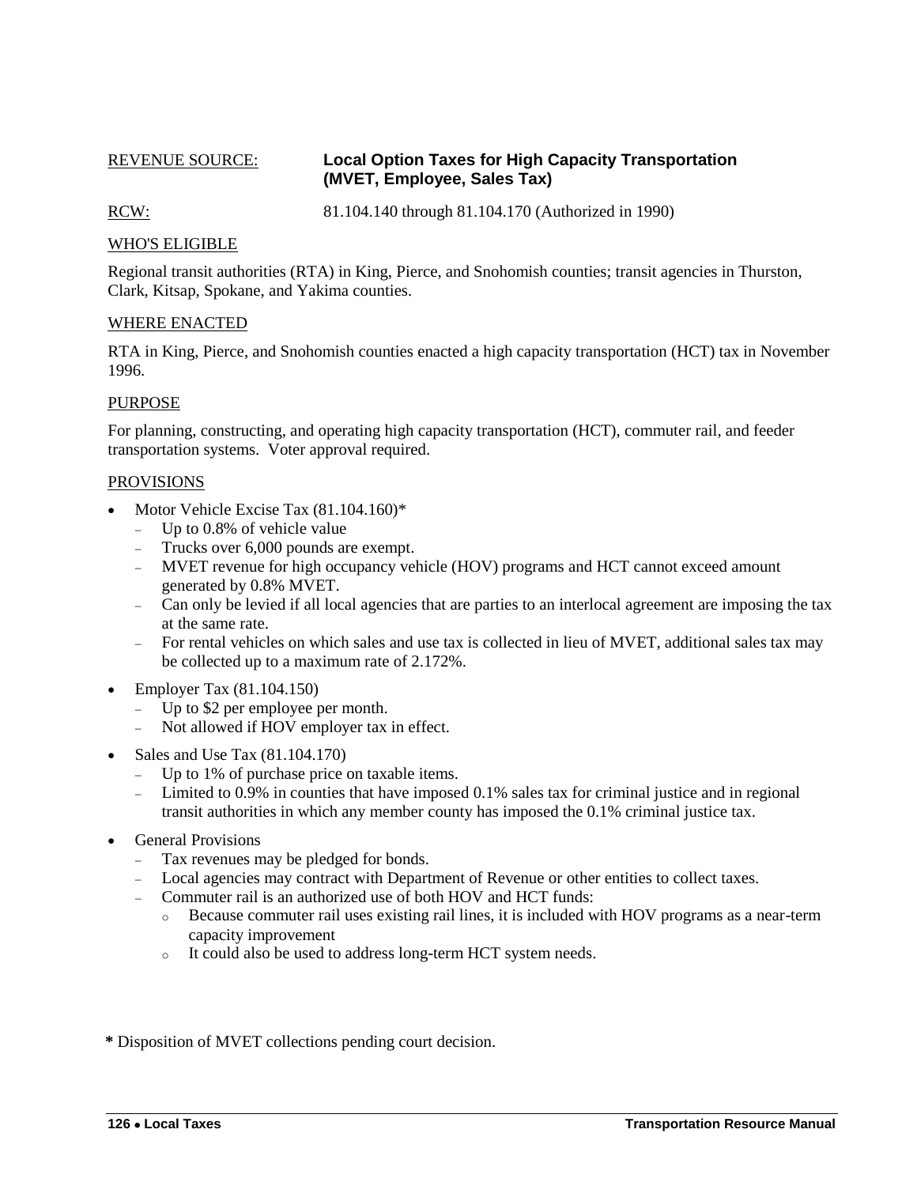REVENUE SOURCE: **Local Option Taxes for High Capacity Transportation (MVET, Employee, Sales Tax)**

RCW: 81.104.140 through 81.104.170 (Authorized in 1990)

## WHO'S ELIGIBLE

Regional transit authorities (RTA) in King, Pierce, and Snohomish counties; transit agencies in Thurston, Clark, Kitsap, Spokane, and Yakima counties.

## WHERE ENACTED

RTA in King, Pierce, and Snohomish counties enacted a high capacity transportation (HCT) tax in November 1996.

## PURPOSE

For planning, constructing, and operating high capacity transportation (HCT), commuter rail, and feeder transportation systems. Voter approval required.

## PROVISIONS

- Motor Vehicle Excise Tax (81.104.160)*
  - Up to 0.8% of vehicle value
  - Trucks over 6,000 pounds are exempt.
  - MVET revenue for high occupancy vehicle (HOV) programs and HCT cannot exceed amount generated by 0.8% MVET.
  - Can only be levied if all local agencies that are parties to an interlocal agreement are imposing the tax at the same rate.
  - For rental vehicles on which sales and use tax is collected in lieu of MVET, additional sales tax may be collected up to a maximum rate of 2.172%.
- Employer Tax (81.104.150)
  - Up to $2 per employee per month.
  - Not allowed if HOV employer tax in effect.
- Sales and Use Tax (81.104.170)
  - Up to 1% of purchase price on taxable items.
  - Limited to 0.9% in counties that have imposed 0.1% sales tax for criminal justice and in regional transit authorities in which any member county has imposed the 0.1% criminal justice tax.
- General Provisions
  - Tax revenues may be pledged for bonds.
  - Local agencies may contract with Department of Revenue or other entities to collect taxes.
  - Commuter rail is an authorized use of both HOV and HCT funds:
    - Because commuter rail uses existing rail lines, it is included with HOV programs as a near-term capacity improvement
    - It could also be used to address long-term HCT system needs.

**\*** Disposition of MVET collections pending court decision.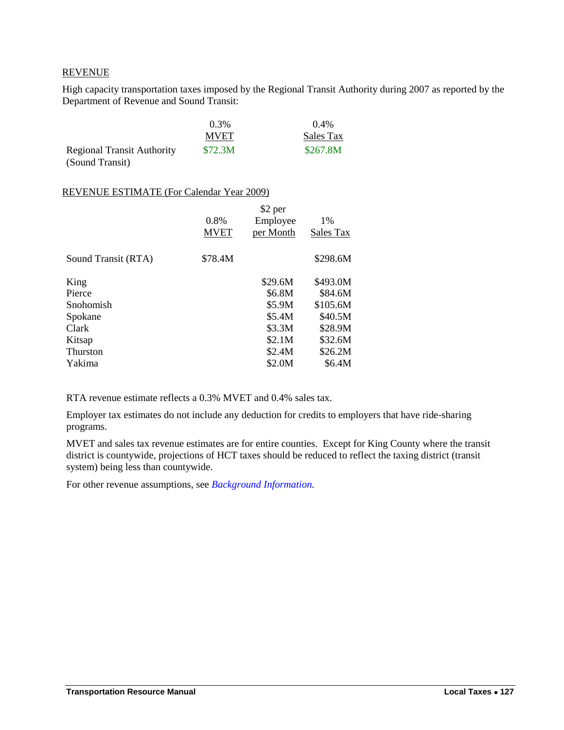REVENUE

High capacity transportation taxes imposed by the Regional Transit Authority during 2007 as reported by the Department of Revenue and Sound Transit:

| | 0.3% MVET | 0.4% Sales Tax |
|---|---|---|
| Regional Transit Authority (Sound Transit) | $72.3M | $267.8M |

REVENUE ESTIMATE (For Calendar Year 2009)

| | 0.8% MVET | $2 per Employee per Month | 1% Sales Tax |
|---|---|---|---|
| Sound Transit (RTA) | $78.4M | | $298.6M |
| King | | $29.6M | $493.0M |
| Pierce | | $6.8M | $84.6M |
| Snohomish | | $5.9M | $105.6M |
| Spokane | | $5.4M | $40.5M |
| Clark | | $3.3M | $28.9M |
| Kitsap | | $2.1M | $32.6M |
| Thurston | | $2.4M | $26.2M |
| Yakima | | $2.0M | $6.4M |

RTA revenue estimate reflects a 0.3% MVET and 0.4% sales tax.

Employer tax estimates do not include any deduction for credits to employers that have ride-sharing programs.

MVET and sales tax revenue estimates are for entire counties. Except for King County where the transit district is countywide, projections of HCT taxes should be reduced to reflect the taxing district (transit system) being less than countywide.

For other revenue assumptions, see *Background Information.*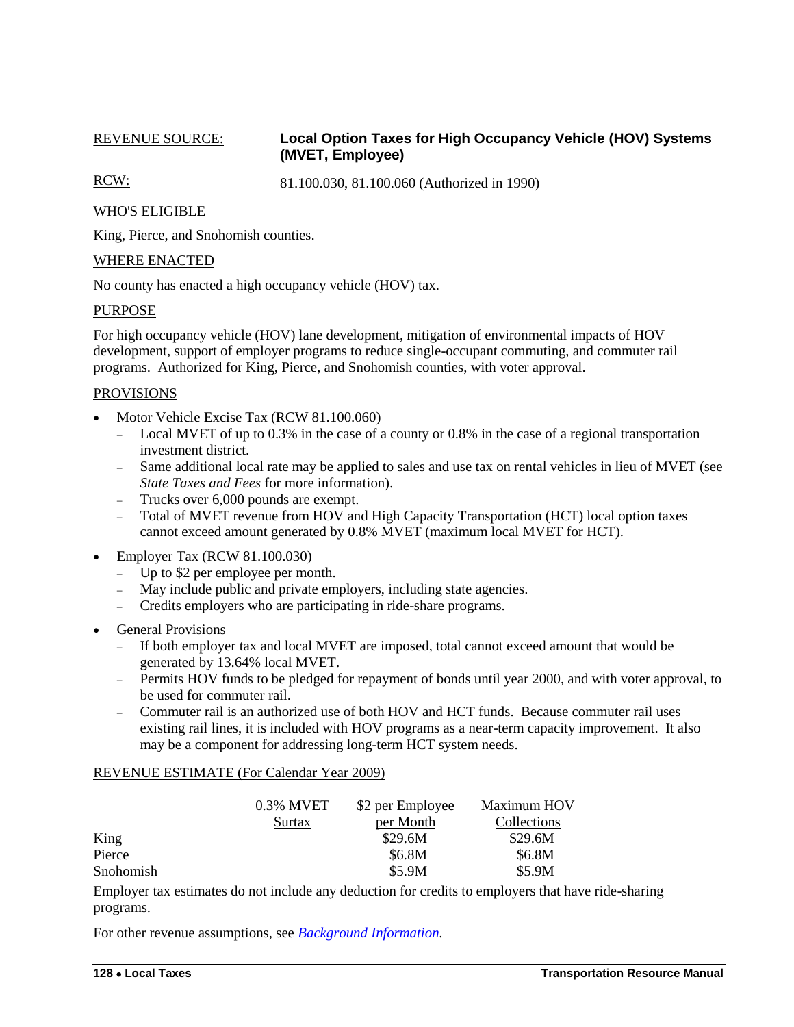REVENUE SOURCE: **Local Option Taxes for High Occupancy Vehicle (HOV) Systems (MVET, Employee)**

RCW: 81.100.030, 81.100.060 (Authorized in 1990)

WHO'S ELIGIBLE

King, Pierce, and Snohomish counties.

WHERE ENACTED

No county has enacted a high occupancy vehicle (HOV) tax.

PURPOSE

For high occupancy vehicle (HOV) lane development, mitigation of environmental impacts of HOV development, support of employer programs to reduce single-occupant commuting, and commuter rail programs. Authorized for King, Pierce, and Snohomish counties, with voter approval.

PROVISIONS

- Motor Vehicle Excise Tax (RCW 81.100.060)
  - Local MVET of up to 0.3% in the case of a county or 0.8% in the case of a regional transportation investment district.
  - Same additional local rate may be applied to sales and use tax on rental vehicles in lieu of MVET (see *State Taxes and Fees* for more information).
  - Trucks over 6,000 pounds are exempt.
  - Total of MVET revenue from HOV and High Capacity Transportation (HCT) local option taxes cannot exceed amount generated by 0.8% MVET (maximum local MVET for HCT).
- Employer Tax (RCW 81.100.030)
  - Up to $2 per employee per month.
  - May include public and private employers, including state agencies.
  - Credits employers who are participating in ride-share programs.
- General Provisions
  - If both employer tax and local MVET are imposed, total cannot exceed amount that would be generated by 13.64% local MVET.
  - Permits HOV funds to be pledged for repayment of bonds until year 2000, and with voter approval, to be used for commuter rail.
  - Commuter rail is an authorized use of both HOV and HCT funds. Because commuter rail uses existing rail lines, it is included with HOV programs as a near-term capacity improvement. It also may be a component for addressing long-term HCT system needs.

REVENUE ESTIMATE (For Calendar Year 2009)

| | 0.3% MVET Surtax | $2 per Employee per Month | Maximum HOV Collections |
|---|---|---|---|
| King | | $29.6M | $29.6M |
| Pierce | | $6.8M | $6.8M |
| Snohomish | | $5.9M | $5.9M |

Employer tax estimates do not include any deduction for credits to employers that have ride-sharing programs.

For other revenue assumptions, see *Background Information.*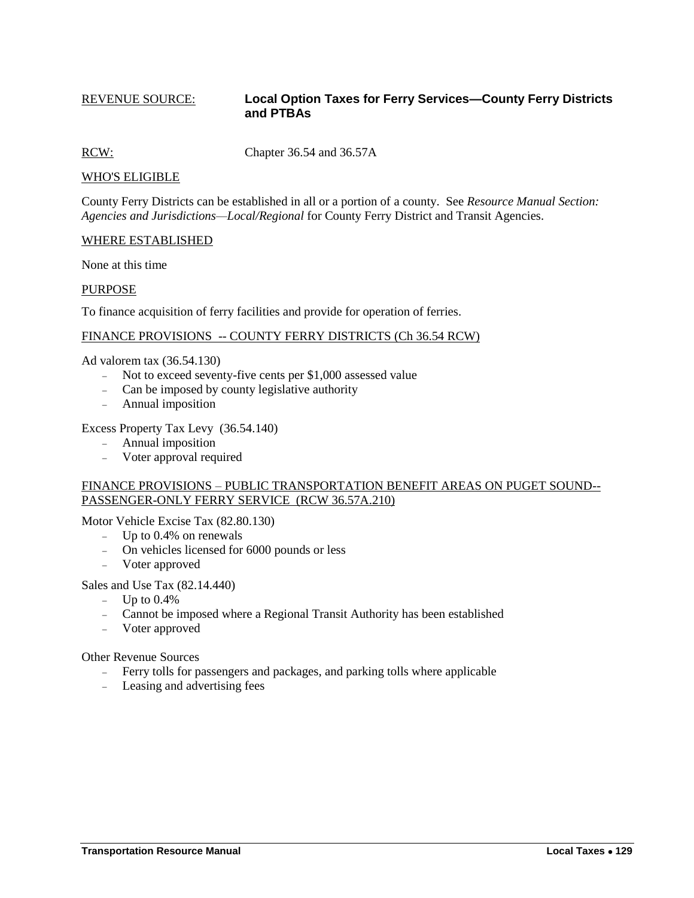REVENUE SOURCE: **Local Option Taxes for Ferry Services—County Ferry Districts and PTBAs**

RCW: Chapter 36.54 and 36.57A

WHO'S ELIGIBLE

County Ferry Districts can be established in all or a portion of a county. See *Resource Manual Section: Agencies and Jurisdictions—Local/Regional* for County Ferry District and Transit Agencies.

WHERE ESTABLISHED

None at this time

PURPOSE

To finance acquisition of ferry facilities and provide for operation of ferries.

FINANCE PROVISIONS -- COUNTY FERRY DISTRICTS (Ch 36.54 RCW)

Ad valorem tax (36.54.130)

- Not to exceed seventy-five cents per $1,000 assessed value
- Can be imposed by county legislative authority
- Annual imposition

Excess Property Tax Levy (36.54.140)

- Annual imposition
- Voter approval required

FINANCE PROVISIONS – PUBLIC TRANSPORTATION BENEFIT AREAS ON PUGET SOUND-- PASSENGER-ONLY FERRY SERVICE (RCW 36.57A.210)

Motor Vehicle Excise Tax (82.80.130)

- Up to 0.4% on renewals
- On vehicles licensed for 6000 pounds or less
- Voter approved

Sales and Use Tax (82.14.440)

- Up to 0.4%
- Cannot be imposed where a Regional Transit Authority has been established
- Voter approved

Other Revenue Sources

- Ferry tolls for passengers and packages, and parking tolls where applicable
- Leasing and advertising fees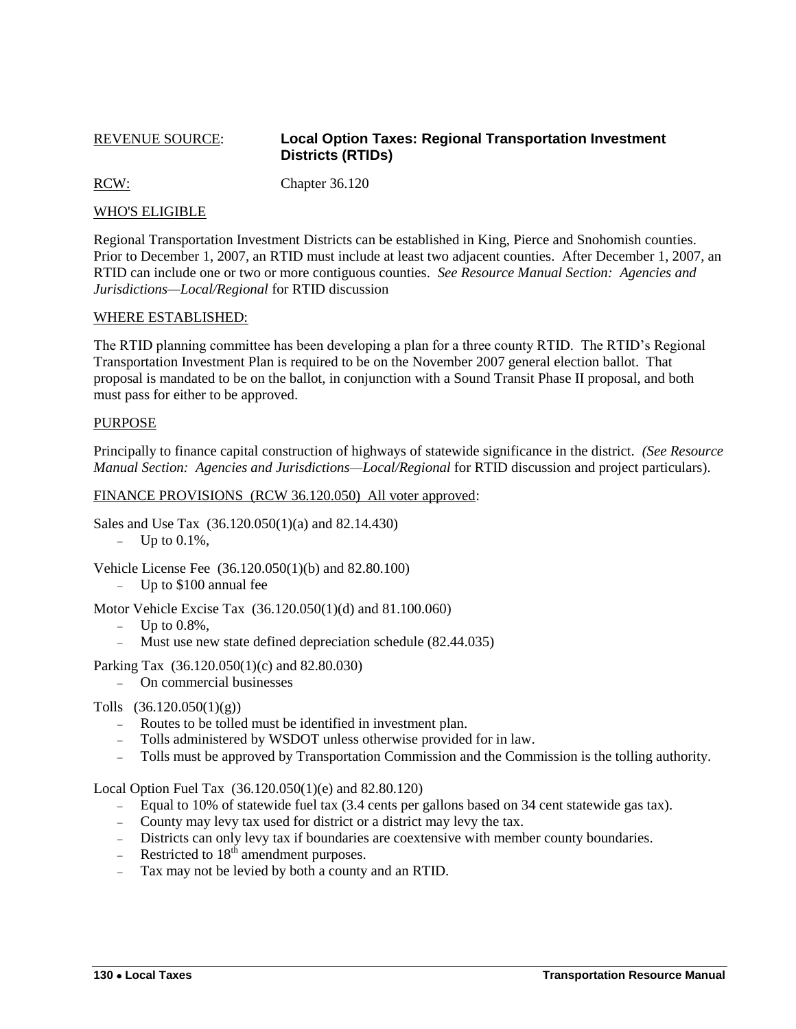REVENUE SOURCE: **Local Option Taxes: Regional Transportation Investment Districts (RTIDs)**

RCW: Chapter 36.120

WHO'S ELIGIBLE

Regional Transportation Investment Districts can be established in King, Pierce and Snohomish counties. Prior to December 1, 2007, an RTID must include at least two adjacent counties. After December 1, 2007, an RTID can include one or two or more contiguous counties. *See Resource Manual Section: Agencies and Jurisdictions—Local/Regional* for RTID discussion

WHERE ESTABLISHED:

The RTID planning committee has been developing a plan for a three county RTID. The RTID's Regional Transportation Investment Plan is required to be on the November 2007 general election ballot. That proposal is mandated to be on the ballot, in conjunction with a Sound Transit Phase II proposal, and both must pass for either to be approved.

PURPOSE

Principally to finance capital construction of highways of statewide significance in the district. *(See Resource Manual Section: Agencies and Jurisdictions—Local/Regional* for RTID discussion and project particulars).

FINANCE PROVISIONS (RCW 36.120.050) All voter approved:

Sales and Use Tax (36.120.050(1)(a) and 82.14.430)

- Up to 0.1%,

Vehicle License Fee (36.120.050(1)(b) and 82.80.100)

- Up to $100 annual fee

Motor Vehicle Excise Tax (36.120.050(1)(d) and 81.100.060)

- Up to 0.8%,
- Must use new state defined depreciation schedule (82.44.035)

Parking Tax (36.120.050(1)(c) and 82.80.030)

- On commercial businesses

Tolls (36.120.050(1)(g))

- Routes to be tolled must be identified in investment plan.
- Tolls administered by WSDOT unless otherwise provided for in law.
- Tolls must be approved by Transportation Commission and the Commission is the tolling authority.

Local Option Fuel Tax (36.120.050(1)(e) and 82.80.120)

- Equal to 10% of statewide fuel tax (3.4 cents per gallons based on 34 cent statewide gas tax).
- County may levy tax used for district or a district may levy the tax.
- Districts can only levy tax if boundaries are coextensive with member county boundaries.
- Restricted to 18th amendment purposes.
- Tax may not be levied by both a county and an RTID.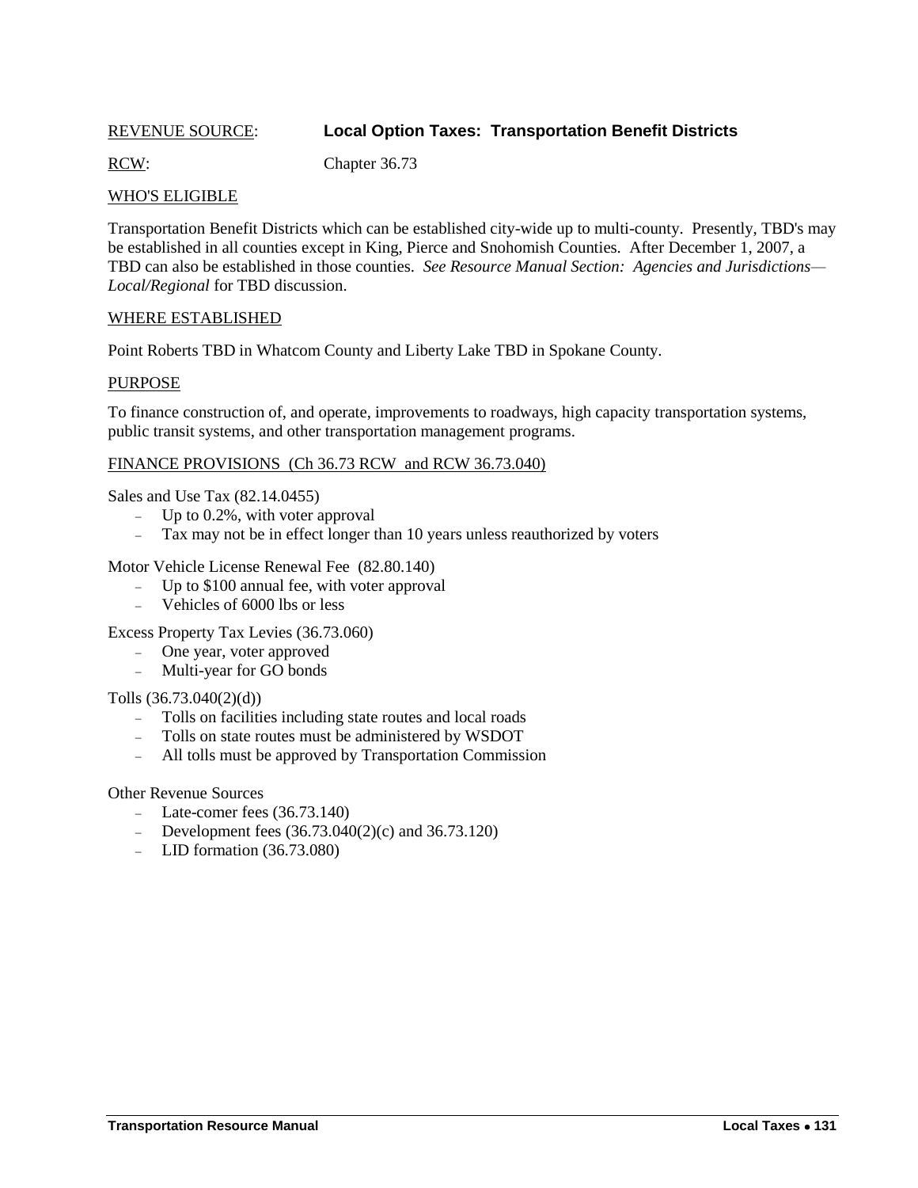REVENUE SOURCE: **Local Option Taxes: Transportation Benefit Districts**

RCW: Chapter 36.73

WHO'S ELIGIBLE

Transportation Benefit Districts which can be established city-wide up to multi-county. Presently, TBD's may be established in all counties except in King, Pierce and Snohomish Counties. After December 1, 2007, a TBD can also be established in those counties. *See Resource Manual Section: Agencies and Jurisdictions—Local/Regional* for TBD discussion.

WHERE ESTABLISHED

Point Roberts TBD in Whatcom County and Liberty Lake TBD in Spokane County.

PURPOSE

To finance construction of, and operate, improvements to roadways, high capacity transportation systems, public transit systems, and other transportation management programs.

FINANCE PROVISIONS (Ch 36.73 RCW and RCW 36.73.040)

Sales and Use Tax (82.14.0455)

- Up to 0.2%, with voter approval
- Tax may not be in effect longer than 10 years unless reauthorized by voters

Motor Vehicle License Renewal Fee (82.80.140)

- Up to $100 annual fee, with voter approval
- Vehicles of 6000 lbs or less

Excess Property Tax Levies (36.73.060)

- One year, voter approved
- Multi-year for GO bonds

Tolls (36.73.040(2)(d))

- Tolls on facilities including state routes and local roads
- Tolls on state routes must be administered by WSDOT
- All tolls must be approved by Transportation Commission

Other Revenue Sources

- Late-comer fees (36.73.140)
- Development fees (36.73.040(2)(c) and 36.73.120)
- LID formation (36.73.080)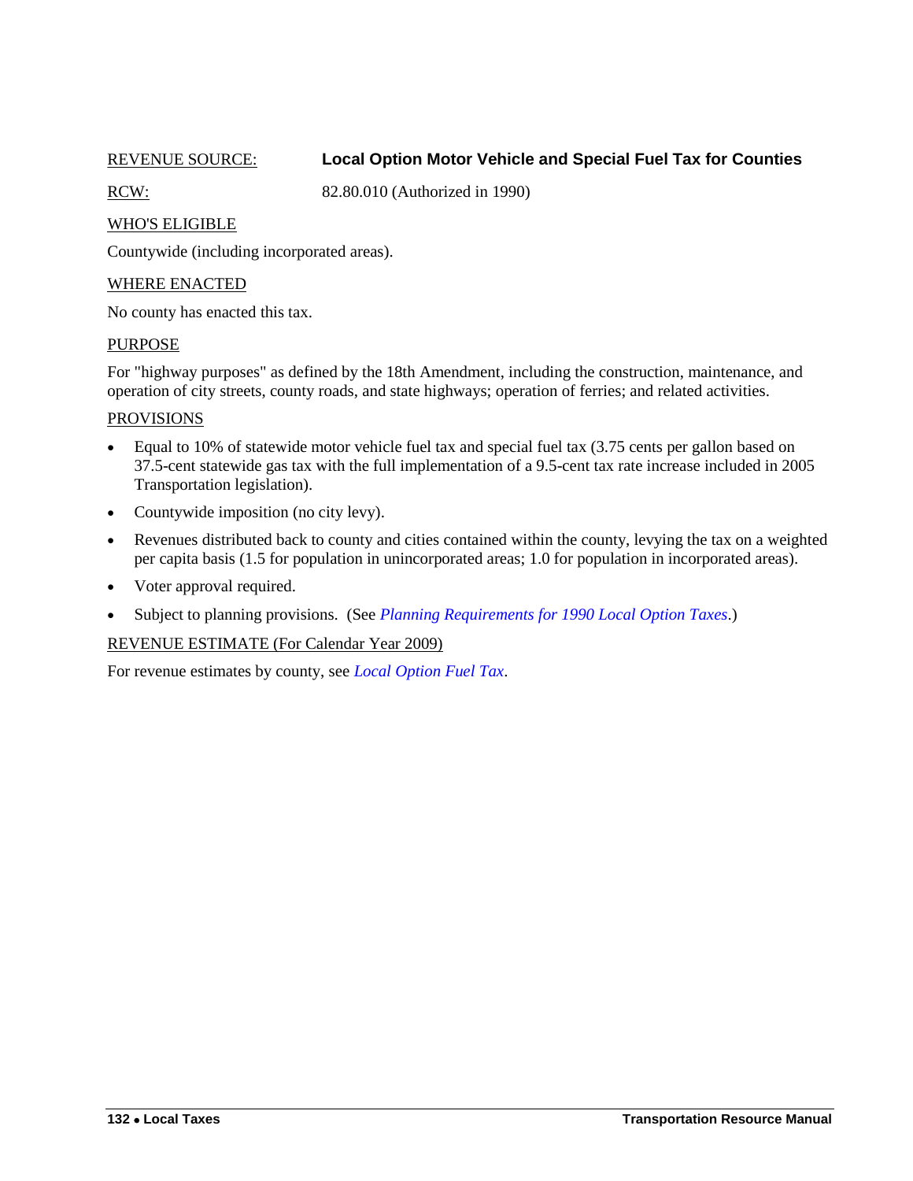REVENUE SOURCE: **Local Option Motor Vehicle and Special Fuel Tax for Counties**

RCW: 82.80.010 (Authorized in 1990)

WHO'S ELIGIBLE

Countywide (including incorporated areas).

WHERE ENACTED

No county has enacted this tax.

PURPOSE

For "highway purposes" as defined by the 18th Amendment, including the construction, maintenance, and operation of city streets, county roads, and state highways; operation of ferries; and related activities.

PROVISIONS

- Equal to 10% of statewide motor vehicle fuel tax and special fuel tax (3.75 cents per gallon based on 37.5-cent statewide gas tax with the full implementation of a 9.5-cent tax rate increase included in 2005 Transportation legislation).
- Countywide imposition (no city levy).
- Revenues distributed back to county and cities contained within the county, levying the tax on a weighted per capita basis (1.5 for population in unincorporated areas; 1.0 for population in incorporated areas).
- Voter approval required.
- Subject to planning provisions. (See *Planning Requirements for 1990 Local Option Taxes*.)

REVENUE ESTIMATE (For Calendar Year 2009)

For revenue estimates by county, see *Local Option Fuel Tax*.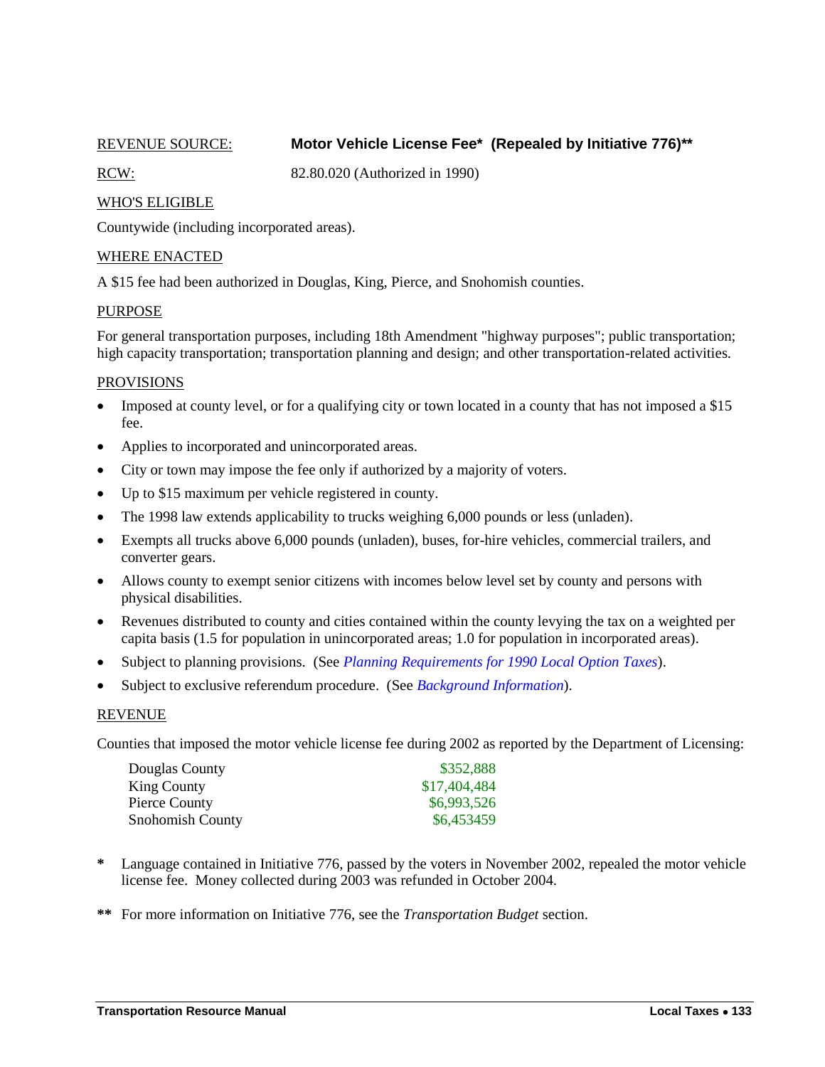REVENUE SOURCE: **Motor Vehicle License Fee* (Repealed by Initiative 776)****

RCW: 82.80.020 (Authorized in 1990)

WHO'S ELIGIBLE

Countywide (including incorporated areas).

WHERE ENACTED

A $15 fee had been authorized in Douglas, King, Pierce, and Snohomish counties.

PURPOSE

For general transportation purposes, including 18th Amendment "highway purposes"; public transportation; high capacity transportation; transportation planning and design; and other transportation-related activities.

PROVISIONS

- Imposed at county level, or for a qualifying city or town located in a county that has not imposed a $15 fee.
- Applies to incorporated and unincorporated areas.
- City or town may impose the fee only if authorized by a majority of voters.
- Up to $15 maximum per vehicle registered in county.
- The 1998 law extends applicability to trucks weighing 6,000 pounds or less (unladen).
- Exempts all trucks above 6,000 pounds (unladen), buses, for-hire vehicles, commercial trailers, and converter gears.
- Allows county to exempt senior citizens with incomes below level set by county and persons with physical disabilities.
- Revenues distributed to county and cities contained within the county levying the tax on a weighted per capita basis (1.5 for population in unincorporated areas; 1.0 for population in incorporated areas).
- Subject to planning provisions. (See *Planning Requirements for 1990 Local Option Taxes*).
- Subject to exclusive referendum procedure. (See *Background Information*).

REVENUE

Counties that imposed the motor vehicle license fee during 2002 as reported by the Department of Licensing:

| | |
|---|---|
| Douglas County | $352,888 |
| King County | $17,404,484 |
| Pierce County | $6,993,526 |
| Snohomish County | $6,453459 |

**\*** Language contained in Initiative 776, passed by the voters in November 2002, repealed the motor vehicle license fee. Money collected during 2003 was refunded in October 2004.

**\*\*** For more information on Initiative 776, see the *Transportation Budget* section.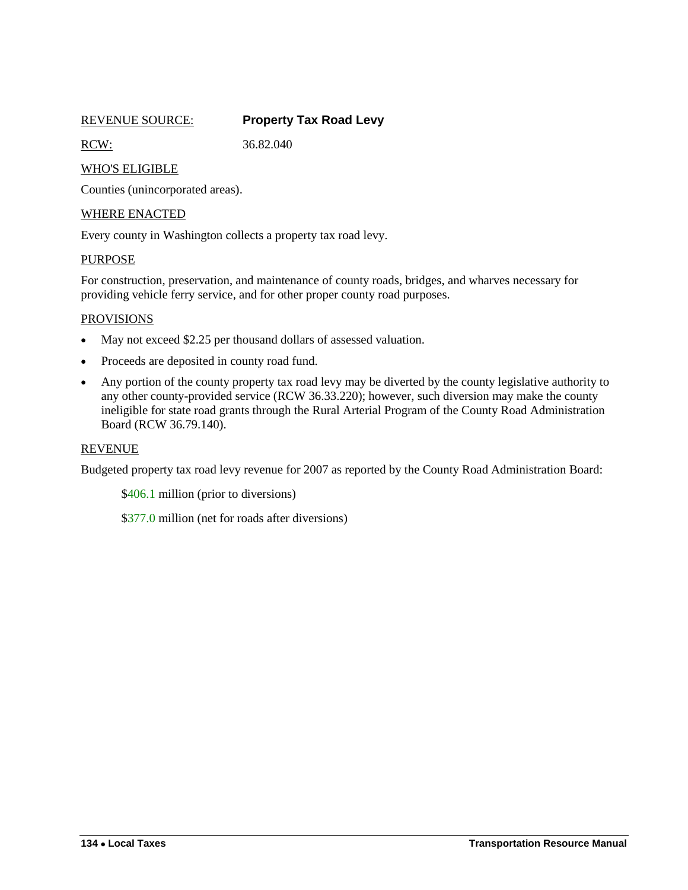REVENUE SOURCE: **Property Tax Road Levy**

RCW: 36.82.040

WHO'S ELIGIBLE

Counties (unincorporated areas).

WHERE ENACTED

Every county in Washington collects a property tax road levy.

PURPOSE

For construction, preservation, and maintenance of county roads, bridges, and wharves necessary for providing vehicle ferry service, and for other proper county road purposes.

PROVISIONS

- May not exceed $2.25 per thousand dollars of assessed valuation.
- Proceeds are deposited in county road fund.
- Any portion of the county property tax road levy may be diverted by the county legislative authority to any other county-provided service (RCW 36.33.220); however, such diversion may make the county ineligible for state road grants through the Rural Arterial Program of the County Road Administration Board (RCW 36.79.140).

REVENUE

Budgeted property tax road levy revenue for 2007 as reported by the County Road Administration Board:

$406.1 million (prior to diversions)

$377.0 million (net for roads after diversions)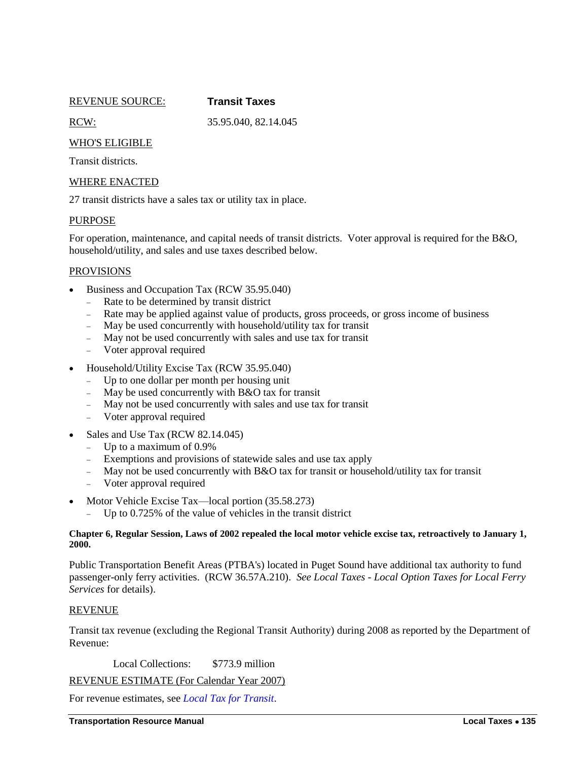<u>REVENUE SOURCE:</u> **Transit Taxes**

<u>RCW:</u> 35.95.040, 82.14.045

<u>WHO'S ELIGIBLE</u>

Transit districts.

<u>WHERE ENACTED</u>

27 transit districts have a sales tax or utility tax in place.

<u>PURPOSE</u>

For operation, maintenance, and capital needs of transit districts. Voter approval is required for the B&O, household/utility, and sales and use taxes described below.

<u>PROVISIONS</u>

- Business and Occupation Tax (RCW 35.95.040)
  - Rate to be determined by transit district
  - Rate may be applied against value of products, gross proceeds, or gross income of business
  - May be used concurrently with household/utility tax for transit
  - May not be used concurrently with sales and use tax for transit
  - Voter approval required
- Household/Utility Excise Tax (RCW 35.95.040)
  - Up to one dollar per month per housing unit
  - May be used concurrently with B&O tax for transit
  - May not be used concurrently with sales and use tax for transit
  - Voter approval required
- Sales and Use Tax (RCW 82.14.045)
  - Up to a maximum of 0.9%
  - Exemptions and provisions of statewide sales and use tax apply
  - May not be used concurrently with B&O tax for transit or household/utility tax for transit
  - Voter approval required
- Motor Vehicle Excise Tax—local portion (35.58.273)
  - Up to 0.725% of the value of vehicles in the transit district

**Chapter 6, Regular Session, Laws of 2002 repealed the local motor vehicle excise tax, retroactively to January 1, 2000.**

Public Transportation Benefit Areas (PTBA's) located in Puget Sound have additional tax authority to fund passenger-only ferry activities. (RCW 36.57A.210). *See Local Taxes - Local Option Taxes for Local Ferry Services* for details).

<u>REVENUE</u>

Transit tax revenue (excluding the Regional Transit Authority) during 2008 as reported by the Department of Revenue:

Local Collections: $773.9 million

<u>REVENUE ESTIMATE (For Calendar Year 2007)</u>

For revenue estimates, see *Local Tax for Transit*.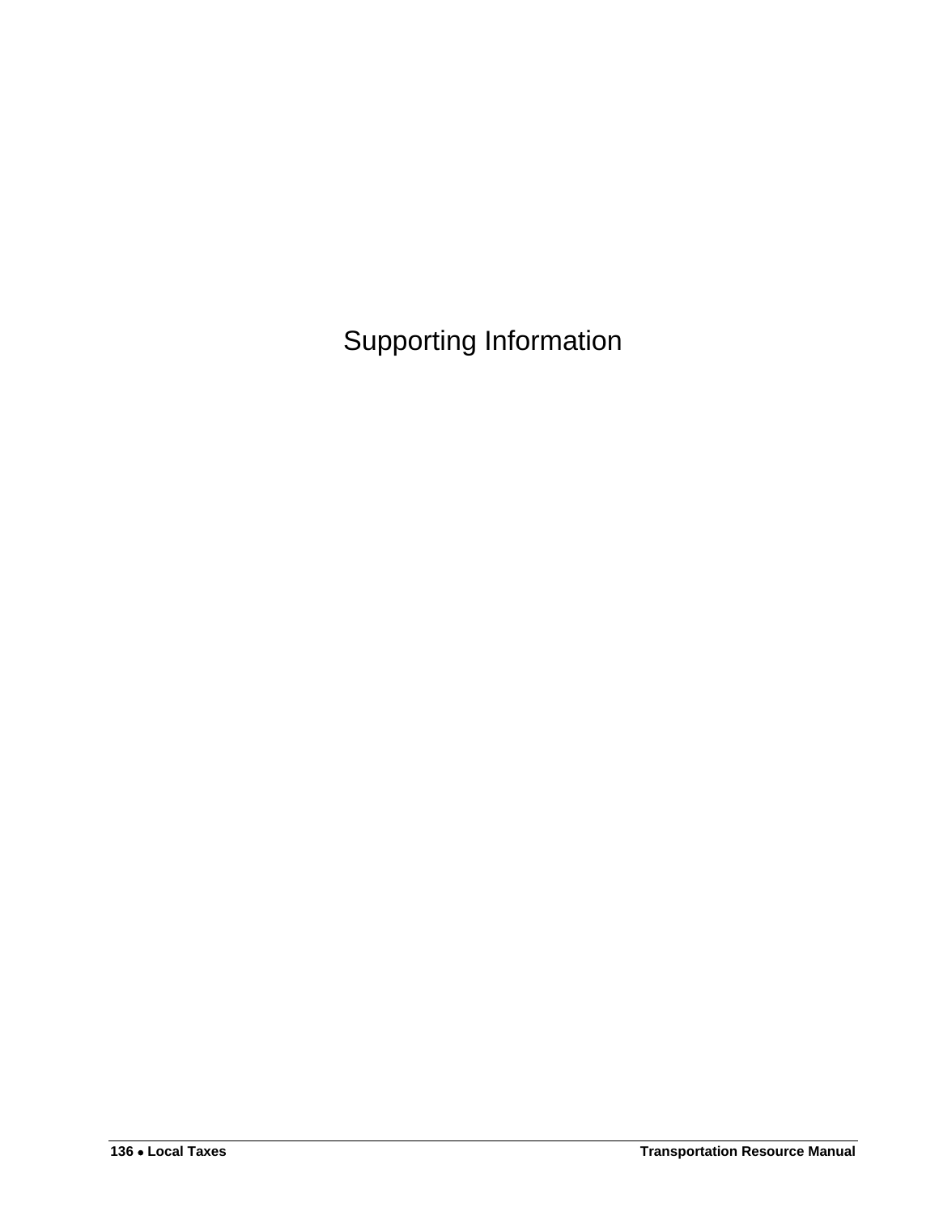# Supporting Information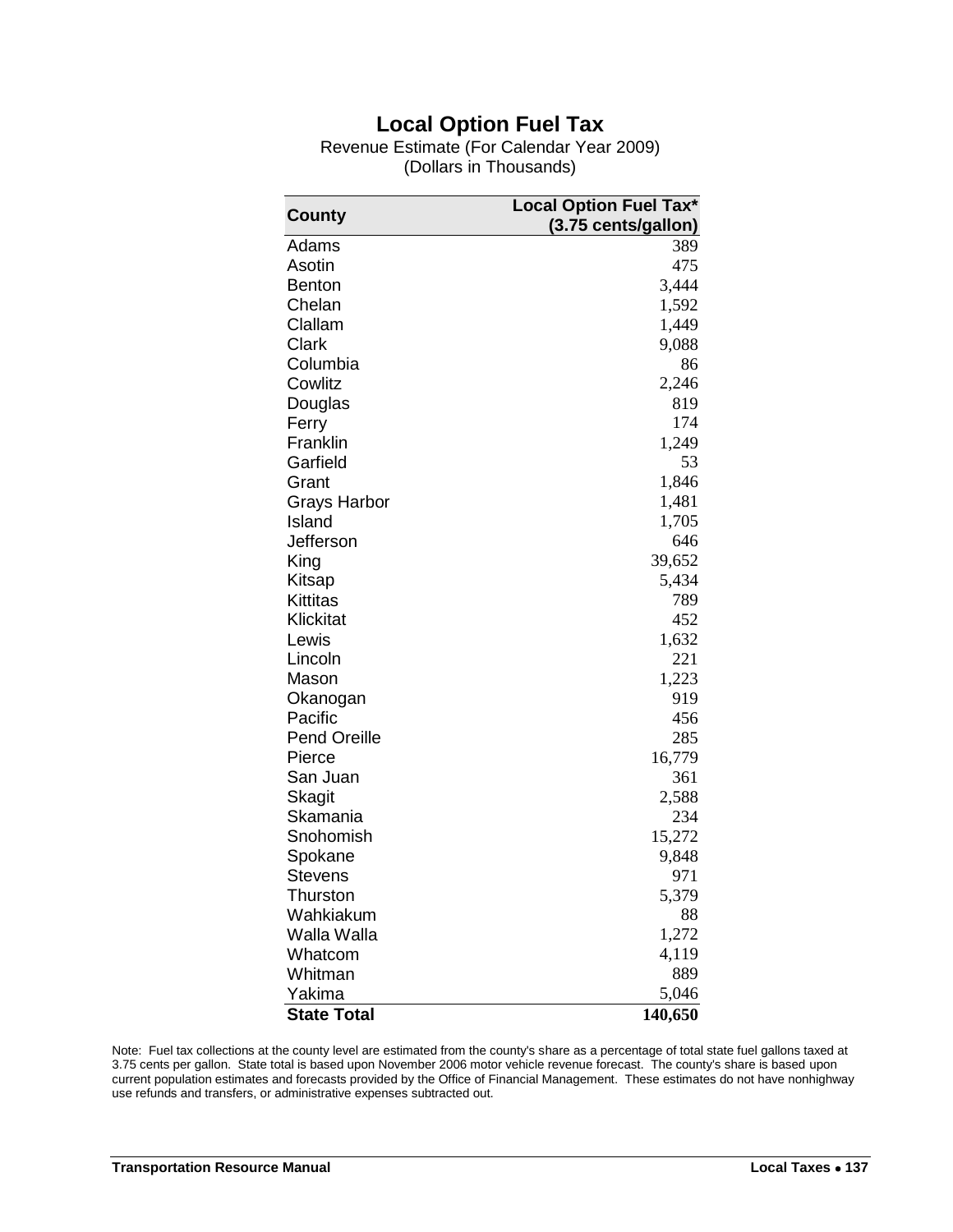# Local Option Fuel Tax

Revenue Estimate (For Calendar Year 2009)
(Dollars in Thousands)

| County | Local Option Fuel Tax* (3.75 cents/gallon) |
|---|---|
| Adams | 389 |
| Asotin | 475 |
| Benton | 3,444 |
| Chelan | 1,592 |
| Clallam | 1,449 |
| Clark | 9,088 |
| Columbia | 86 |
| Cowlitz | 2,246 |
| Douglas | 819 |
| Ferry | 174 |
| Franklin | 1,249 |
| Garfield | 53 |
| Grant | 1,846 |
| Grays Harbor | 1,481 |
| Island | 1,705 |
| Jefferson | 646 |
| King | 39,652 |
| Kitsap | 5,434 |
| Kittitas | 789 |
| Klickitat | 452 |
| Lewis | 1,632 |
| Lincoln | 221 |
| Mason | 1,223 |
| Okanogan | 919 |
| Pacific | 456 |
| Pend Oreille | 285 |
| Pierce | 16,779 |
| San Juan | 361 |
| Skagit | 2,588 |
| Skamania | 234 |
| Snohomish | 15,272 |
| Spokane | 9,848 |
| Stevens | 971 |
| Thurston | 5,379 |
| Wahkiakum | 88 |
| Walla Walla | 1,272 |
| Whatcom | 4,119 |
| Whitman | 889 |
| Yakima | 5,046 |
| **State Total** | **140,650** |

Note: Fuel tax collections at the county level are estimated from the county's share as a percentage of total state fuel gallons taxed at 3.75 cents per gallon. State total is based upon November 2006 motor vehicle revenue forecast. The county's share is based upon current population estimates and forecasts provided by the Office of Financial Management. These estimates do not have nonhighway use refunds and transfers, or administrative expenses subtracted out.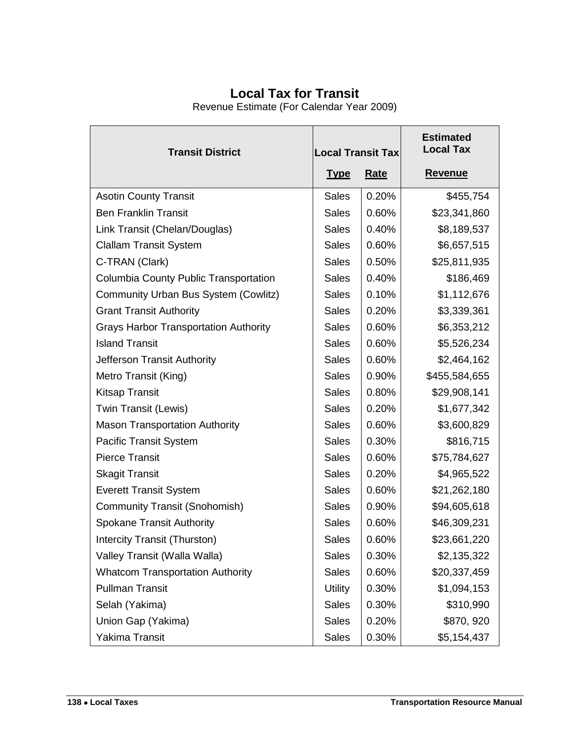# Local Tax for Transit

Revenue Estimate (For Calendar Year 2009)

| Transit District | Local Transit Tax | | Estimated Local Tax |
|---|---|---|---|
| | Type | Rate | Revenue |
| Asotin County Transit | Sales | 0.20% | $455,754 |
| Ben Franklin Transit | Sales | 0.60% | $23,341,860 |
| Link Transit (Chelan/Douglas) | Sales | 0.40% | $8,189,537 |
| Clallam Transit System | Sales | 0.60% | $6,657,515 |
| C-TRAN (Clark) | Sales | 0.50% | $25,811,935 |
| Columbia County Public Transportation | Sales | 0.40% | $186,469 |
| Community Urban Bus System (Cowlitz) | Sales | 0.10% | $1,112,676 |
| Grant Transit Authority | Sales | 0.20% | $3,339,361 |
| Grays Harbor Transportation Authority | Sales | 0.60% | $6,353,212 |
| Island Transit | Sales | 0.60% | $5,526,234 |
| Jefferson Transit Authority | Sales | 0.60% | $2,464,162 |
| Metro Transit (King) | Sales | 0.90% | $455,584,655 |
| Kitsap Transit | Sales | 0.80% | $29,908,141 |
| Twin Transit (Lewis) | Sales | 0.20% | $1,677,342 |
| Mason Transportation Authority | Sales | 0.60% | $3,600,829 |
| Pacific Transit System | Sales | 0.30% | $816,715 |
| Pierce Transit | Sales | 0.60% | $75,784,627 |
| Skagit Transit | Sales | 0.20% | $4,965,522 |
| Everett Transit System | Sales | 0.60% | $21,262,180 |
| Community Transit (Snohomish) | Sales | 0.90% | $94,605,618 |
| Spokane Transit Authority | Sales | 0.60% | $46,309,231 |
| Intercity Transit (Thurston) | Sales | 0.60% | $23,661,220 |
| Valley Transit (Walla Walla) | Sales | 0.30% | $2,135,322 |
| Whatcom Transportation Authority | Sales | 0.60% | $20,337,459 |
| Pullman Transit | Utility | 0.30% | $1,094,153 |
| Selah (Yakima) | Sales | 0.30% | $310,990 |
| Union Gap (Yakima) | Sales | 0.20% | $870, 920 |
| Yakima Transit | Sales | 0.30% | $5,154,437 |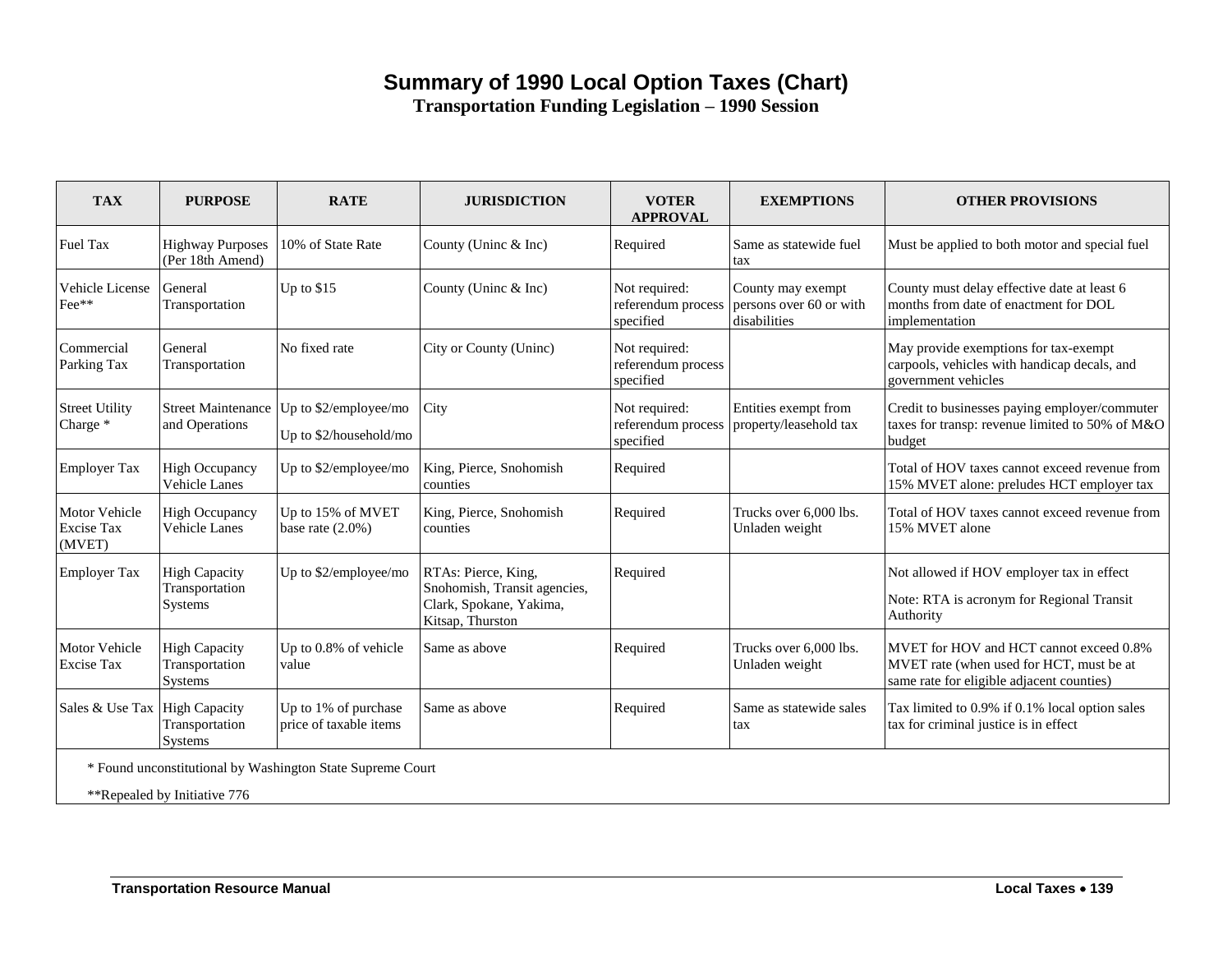# Summary of 1990 Local Option Taxes (Chart)

**Transportation Funding Legislation – 1990 Session**

| TAX | PURPOSE | RATE | JURISDICTION | VOTER APPROVAL | EXEMPTIONS | OTHER PROVISIONS |
|---|---|---|---|---|---|---|
| Fuel Tax | Highway Purposes (Per 18th Amend) | 10% of State Rate | County (Uninc & Inc) | Required | Same as statewide fuel tax | Must be applied to both motor and special fuel |
| Vehicle License Fee** | General Transportation | Up to $15 | County (Uninc & Inc) | Not required: referendum process specified | County may exempt persons over 60 or with disabilities | County must delay effective date at least 6 months from date of enactment for DOL implementation |
| Commercial Parking Tax | General Transportation | No fixed rate | City or County (Uninc) | Not required: referendum process specified | | May provide exemptions for tax-exempt carpools, vehicles with handicap decals, and government vehicles |
| Street Utility Charge * | Street Maintenance and Operations | Up to $2/employee/mo<br>Up to $2/household/mo | City | Not required: referendum process specified | Entities exempt from property/leasehold tax | Credit to businesses paying employer/commuter taxes for transp: revenue limited to 50% of M&O budget |
| Employer Tax | High Occupancy Vehicle Lanes | Up to $2/employee/mo | King, Pierce, Snohomish counties | Required | | Total of HOV taxes cannot exceed revenue from 15% MVET alone: preludes HCT employer tax |
| Motor Vehicle Excise Tax (MVET) | High Occupancy Vehicle Lanes | Up to 15% of MVET base rate (2.0%) | King, Pierce, Snohomish counties | Required | Trucks over 6,000 lbs. Unladen weight | Total of HOV taxes cannot exceed revenue from 15% MVET alone |
| Employer Tax | High Capacity Transportation Systems | Up to $2/employee/mo | RTAs: Pierce, King, Snohomish, Transit agencies, Clark, Spokane, Yakima, Kitsap, Thurston | Required | | Not allowed if HOV employer tax in effect<br>Note: RTA is acronym for Regional Transit Authority |
| Motor Vehicle Excise Tax | High Capacity Transportation Systems | Up to 0.8% of vehicle value | Same as above | Required | Trucks over 6,000 lbs. Unladen weight | MVET for HOV and HCT cannot exceed 0.8% MVET rate (when used for HCT, must be at same rate for eligible adjacent counties) |
| Sales & Use Tax | High Capacity Transportation Systems | Up to 1% of purchase price of taxable items | Same as above | Required | Same as statewide sales tax | Tax limited to 0.9% if 0.1% local option sales tax for criminal justice is in effect |

\* Found unconstitutional by Washington State Supreme Court

**Repealed by Initiative 776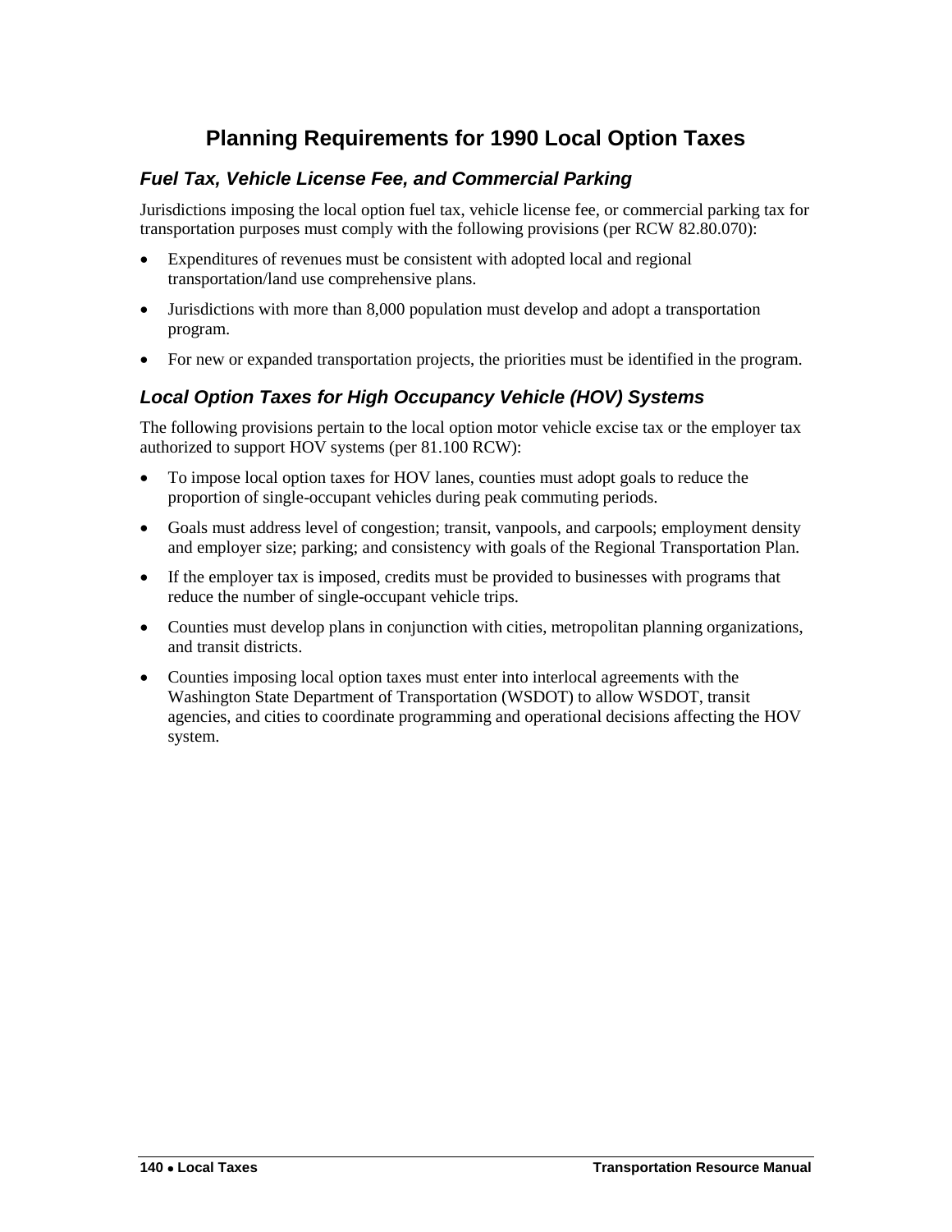# Planning Requirements for 1990 Local Option Taxes

## *Fuel Tax, Vehicle License Fee, and Commercial Parking*

Jurisdictions imposing the local option fuel tax, vehicle license fee, or commercial parking tax for transportation purposes must comply with the following provisions (per RCW 82.80.070):

- Expenditures of revenues must be consistent with adopted local and regional transportation/land use comprehensive plans.
- Jurisdictions with more than 8,000 population must develop and adopt a transportation program.
- For new or expanded transportation projects, the priorities must be identified in the program.

## *Local Option Taxes for High Occupancy Vehicle (HOV) Systems*

The following provisions pertain to the local option motor vehicle excise tax or the employer tax authorized to support HOV systems (per 81.100 RCW):

- To impose local option taxes for HOV lanes, counties must adopt goals to reduce the proportion of single-occupant vehicles during peak commuting periods.
- Goals must address level of congestion; transit, vanpools, and carpools; employment density and employer size; parking; and consistency with goals of the Regional Transportation Plan.
- If the employer tax is imposed, credits must be provided to businesses with programs that reduce the number of single-occupant vehicle trips.
- Counties must develop plans in conjunction with cities, metropolitan planning organizations, and transit districts.
- Counties imposing local option taxes must enter into interlocal agreements with the Washington State Department of Transportation (WSDOT) to allow WSDOT, transit agencies, and cities to coordinate programming and operational decisions affecting the HOV system.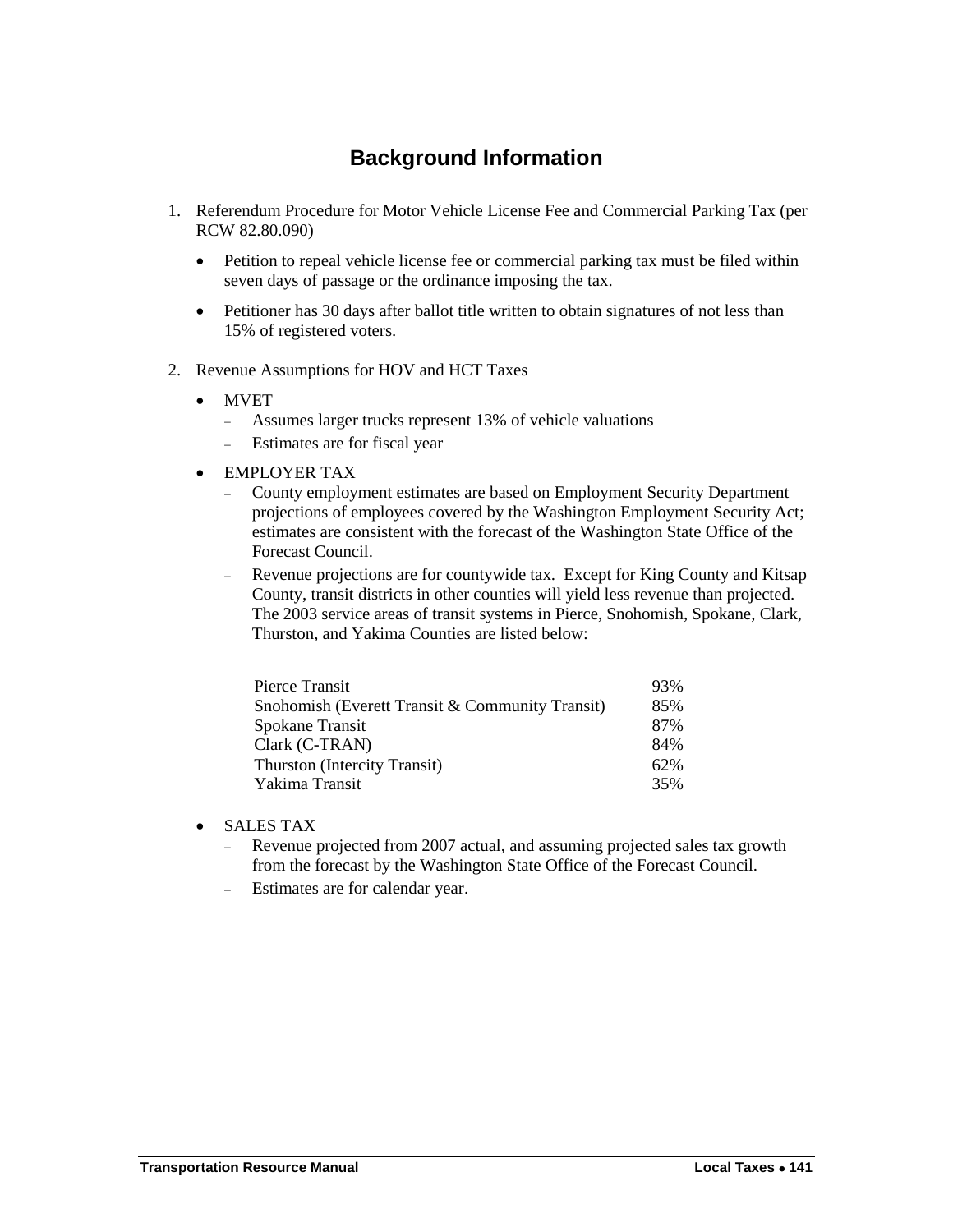# Background Information

1. Referendum Procedure for Motor Vehicle License Fee and Commercial Parking Tax (per RCW 82.80.090)

   - Petition to repeal vehicle license fee or commercial parking tax must be filed within seven days of passage or the ordinance imposing the tax.
   - Petitioner has 30 days after ballot title written to obtain signatures of not less than 15% of registered voters.

2. Revenue Assumptions for HOV and HCT Taxes

   - MVET
     - Assumes larger trucks represent 13% of vehicle valuations
     - Estimates are for fiscal year
   - EMPLOYER TAX
     - County employment estimates are based on Employment Security Department projections of employees covered by the Washington Employment Security Act; estimates are consistent with the forecast of the Washington State Office of the Forecast Council.
     - Revenue projections are for countywide tax. Except for King County and Kitsap County, transit districts in other counties will yield less revenue than projected. The 2003 service areas of transit systems in Pierce, Snohomish, Spokane, Clark, Thurston, and Yakima Counties are listed below:

| | |
|---|---|
| Pierce Transit | 93% |
| Snohomish (Everett Transit & Community Transit) | 85% |
| Spokane Transit | 87% |
| Clark (C-TRAN) | 84% |
| Thurston (Intercity Transit) | 62% |
| Yakima Transit | 35% |

   - SALES TAX
     - Revenue projected from 2007 actual, and assuming projected sales tax growth from the forecast by the Washington State Office of the Forecast Council.
     - Estimates are for calendar year.